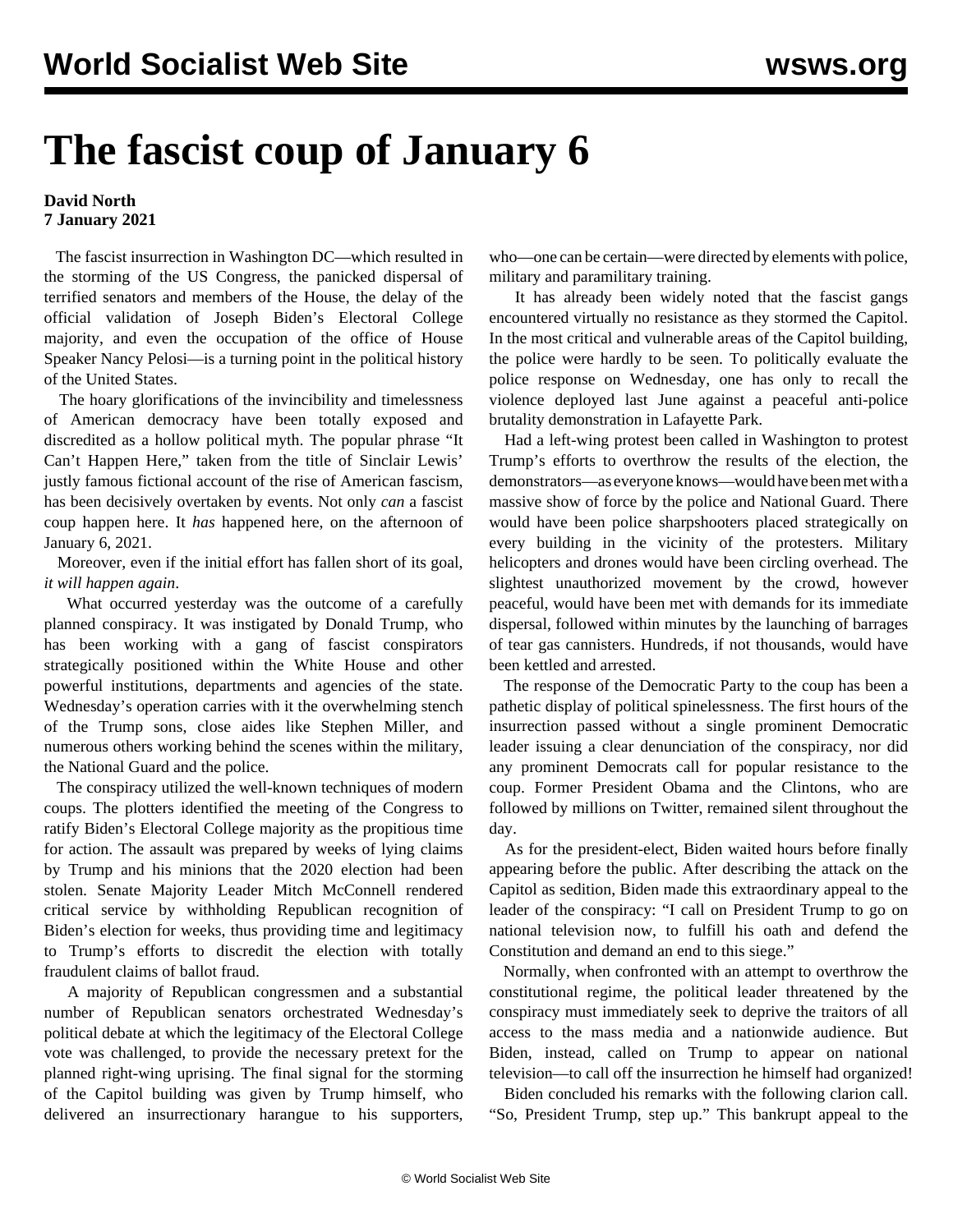# The fascist coup of January 6

**David North**
**7 January 2021**

The fascist insurrection in Washington DC—which resulted in the storming of the US Congress, the panicked dispersal of terrified senators and members of the House, the delay of the official validation of Joseph Biden's Electoral College majority, and even the occupation of the office of House Speaker Nancy Pelosi—is a turning point in the political history of the United States.

The hoary glorifications of the invincibility and timelessness of American democracy have been totally exposed and discredited as a hollow political myth. The popular phrase "It Can't Happen Here," taken from the title of Sinclair Lewis' justly famous fictional account of the rise of American fascism, has been decisively overtaken by events. Not only *can* a fascist coup happen here. It *has* happened here, on the afternoon of January 6, 2021.

Moreover, even if the initial effort has fallen short of its goal, *it will happen again*.

What occurred yesterday was the outcome of a carefully planned conspiracy. It was instigated by Donald Trump, who has been working with a gang of fascist conspirators strategically positioned within the White House and other powerful institutions, departments and agencies of the state. Wednesday's operation carries with it the overwhelming stench of the Trump sons, close aides like Stephen Miller, and numerous others working behind the scenes within the military, the National Guard and the police.

The conspiracy utilized the well-known techniques of modern coups. The plotters identified the meeting of the Congress to ratify Biden's Electoral College majority as the propitious time for action. The assault was prepared by weeks of lying claims by Trump and his minions that the 2020 election had been stolen. Senate Majority Leader Mitch McConnell rendered critical service by withholding Republican recognition of Biden's election for weeks, thus providing time and legitimacy to Trump's efforts to discredit the election with totally fraudulent claims of ballot fraud.

A majority of Republican congressmen and a substantial number of Republican senators orchestrated Wednesday's political debate at which the legitimacy of the Electoral College vote was challenged, to provide the necessary pretext for the planned right-wing uprising. The final signal for the storming of the Capitol building was given by Trump himself, who delivered an insurrectionary harangue to his supporters, who—one can be certain—were directed by elements with police, military and paramilitary training.

It has already been widely noted that the fascist gangs encountered virtually no resistance as they stormed the Capitol. In the most critical and vulnerable areas of the Capitol building, the police were hardly to be seen. To politically evaluate the police response on Wednesday, one has only to recall the violence deployed last June against a peaceful anti-police brutality demonstration in Lafayette Park.

Had a left-wing protest been called in Washington to protest Trump's efforts to overthrow the results of the election, the demonstrators—as everyone knows—would have been met with a massive show of force by the police and National Guard. There would have been police sharpshooters placed strategically on every building in the vicinity of the protesters. Military helicopters and drones would have been circling overhead. The slightest unauthorized movement by the crowd, however peaceful, would have been met with demands for its immediate dispersal, followed within minutes by the launching of barrages of tear gas cannisters. Hundreds, if not thousands, would have been kettled and arrested.

The response of the Democratic Party to the coup has been a pathetic display of political spinelessness. The first hours of the insurrection passed without a single prominent Democratic leader issuing a clear denunciation of the conspiracy, nor did any prominent Democrats call for popular resistance to the coup. Former President Obama and the Clintons, who are followed by millions on Twitter, remained silent throughout the day.

As for the president-elect, Biden waited hours before finally appearing before the public. After describing the attack on the Capitol as sedition, Biden made this extraordinary appeal to the leader of the conspiracy: "I call on President Trump to go on national television now, to fulfill his oath and defend the Constitution and demand an end to this siege."

Normally, when confronted with an attempt to overthrow the constitutional regime, the political leader threatened by the conspiracy must immediately seek to deprive the traitors of all access to the mass media and a nationwide audience. But Biden, instead, called on Trump to appear on national television—to call off the insurrection he himself had organized!

Biden concluded his remarks with the following clarion call. "So, President Trump, step up." This bankrupt appeal to the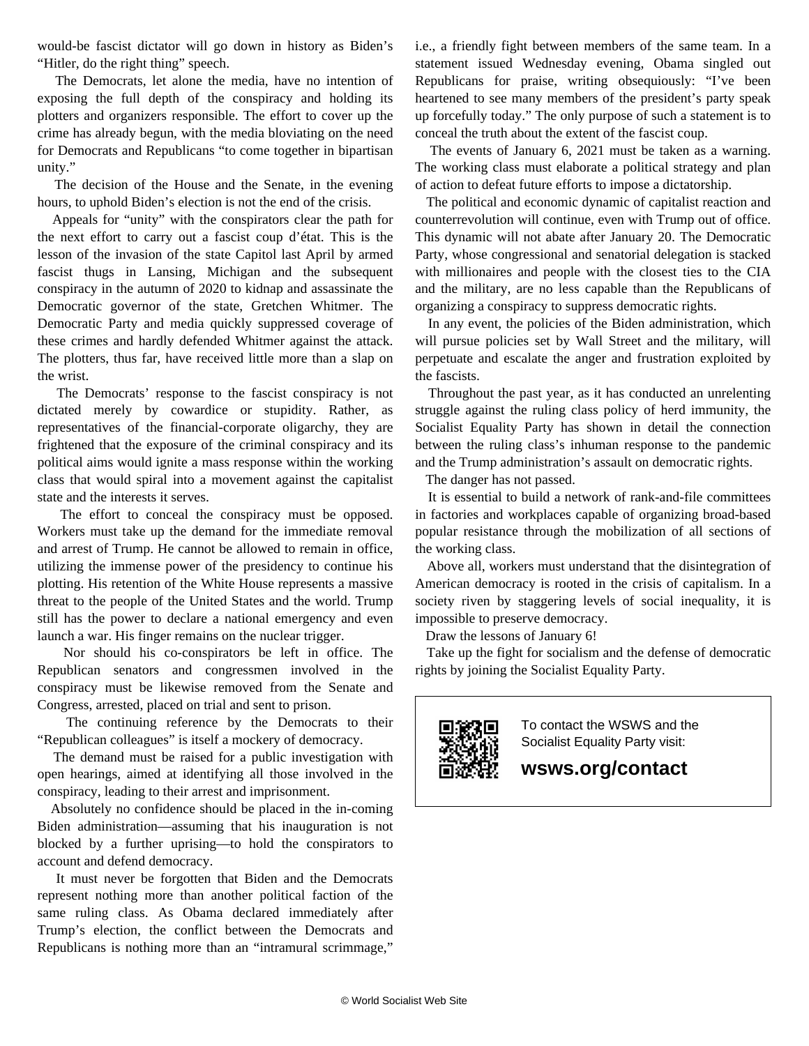would-be fascist dictator will go down in history as Biden's "Hitler, do the right thing" speech.

The Democrats, let alone the media, have no intention of exposing the full depth of the conspiracy and holding its plotters and organizers responsible. The effort to cover up the crime has already begun, with the media bloviating on the need for Democrats and Republicans "to come together in bipartisan unity."

The decision of the House and the Senate, in the evening hours, to uphold Biden's election is not the end of the crisis.

Appeals for "unity" with the conspirators clear the path for the next effort to carry out a fascist coup d'état. This is the lesson of the invasion of the state Capitol last April by armed fascist thugs in Lansing, Michigan and the subsequent conspiracy in the autumn of 2020 to kidnap and assassinate the Democratic governor of the state, Gretchen Whitmer. The Democratic Party and media quickly suppressed coverage of these crimes and hardly defended Whitmer against the attack. The plotters, thus far, have received little more than a slap on the wrist.

The Democrats' response to the fascist conspiracy is not dictated merely by cowardice or stupidity. Rather, as representatives of the financial-corporate oligarchy, they are frightened that the exposure of the criminal conspiracy and its political aims would ignite a mass response within the working class that would spiral into a movement against the capitalist state and the interests it serves.

The effort to conceal the conspiracy must be opposed. Workers must take up the demand for the immediate removal and arrest of Trump. He cannot be allowed to remain in office, utilizing the immense power of the presidency to continue his plotting. His retention of the White House represents a massive threat to the people of the United States and the world. Trump still has the power to declare a national emergency and even launch a war. His finger remains on the nuclear trigger.

Nor should his co-conspirators be left in office. The Republican senators and congressmen involved in the conspiracy must be likewise removed from the Senate and Congress, arrested, placed on trial and sent to prison.

The continuing reference by the Democrats to their "Republican colleagues" is itself a mockery of democracy.

The demand must be raised for a public investigation with open hearings, aimed at identifying all those involved in the conspiracy, leading to their arrest and imprisonment.

Absolutely no confidence should be placed in the in-coming Biden administration—assuming that his inauguration is not blocked by a further uprising—to hold the conspirators to account and defend democracy.

It must never be forgotten that Biden and the Democrats represent nothing more than another political faction of the same ruling class. As Obama declared immediately after Trump's election, the conflict between the Democrats and Republicans is nothing more than an "intramural scrimmage," i.e., a friendly fight between members of the same team. In a statement issued Wednesday evening, Obama singled out Republicans for praise, writing obsequiously: "I've been heartened to see many members of the president's party speak up forcefully today." The only purpose of such a statement is to conceal the truth about the extent of the fascist coup.

The events of January 6, 2021 must be taken as a warning. The working class must elaborate a political strategy and plan of action to defeat future efforts to impose a dictatorship.

The political and economic dynamic of capitalist reaction and counterrevolution will continue, even with Trump out of office. This dynamic will not abate after January 20. The Democratic Party, whose congressional and senatorial delegation is stacked with millionaires and people with the closest ties to the CIA and the military, are no less capable than the Republicans of organizing a conspiracy to suppress democratic rights.

In any event, the policies of the Biden administration, which will pursue policies set by Wall Street and the military, will perpetuate and escalate the anger and frustration exploited by the fascists.

Throughout the past year, as it has conducted an unrelenting struggle against the ruling class policy of herd immunity, the Socialist Equality Party has shown in detail the connection between the ruling class's inhuman response to the pandemic and the Trump administration's assault on democratic rights.

The danger has not passed.

It is essential to build a network of rank-and-file committees in factories and workplaces capable of organizing broad-based popular resistance through the mobilization of all sections of the working class.

Above all, workers must understand that the disintegration of American democracy is rooted in the crisis of capitalism. In a society riven by staggering levels of social inequality, it is impossible to preserve democracy.

Draw the lessons of January 6!

Take up the fight for socialism and the defense of democratic rights by joining the Socialist Equality Party.

To contact the WSWS and the Socialist Equality Party visit:

**wsws.org/contact**